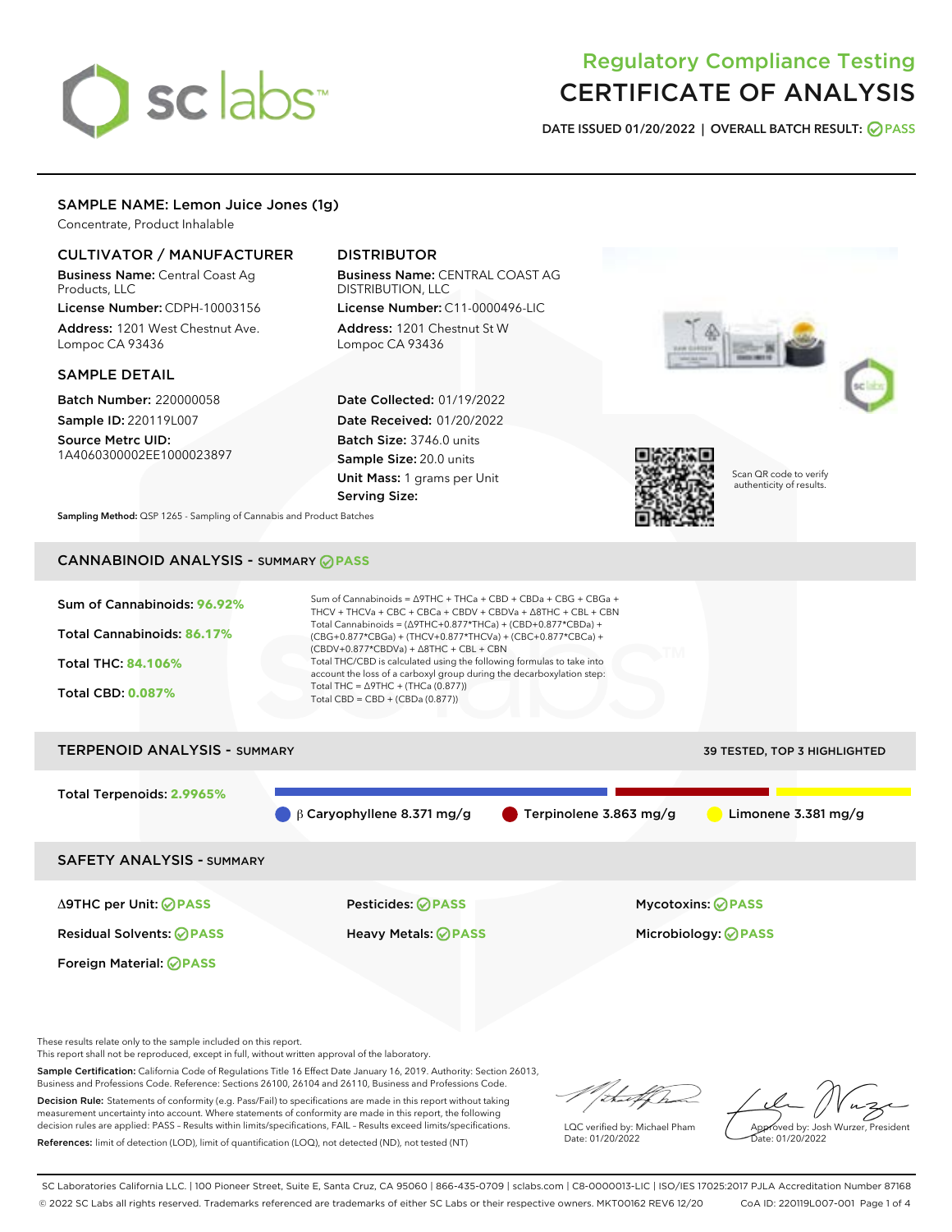# Regulatory Compliance Testing
# CERTIFICATE OF ANALYSIS

**DATE ISSUED 01/20/2022 | OVERALL BATCH RESULT: PASS**

## SAMPLE NAME: Lemon Juice Jones (1g)

Concentrate, Product Inhalable

### CULTIVATOR / MANUFACTURER

**Business Name:** Central Coast Ag Products, LLC
**License Number:** CDPH-10003156
**Address:** 1201 West Chestnut Ave. Lompoc CA 93436

### DISTRIBUTOR

**Business Name:** CENTRAL COAST AG DISTRIBUTION, LLC
**License Number:** C11-0000496-LIC
**Address:** 1201 Chestnut St W Lompoc CA 93436

### SAMPLE DETAIL

**Batch Number:** 220000058
**Sample ID:** 220119L007
**Source Metrc UID:** 1A4060300002EE1000023897

**Date Collected:** 01/19/2022
**Date Received:** 01/20/2022
**Batch Size:** 3746.0 units
**Sample Size:** 20.0 units
**Unit Mass:** 1 grams per Unit
**Serving Size:**

Scan QR code to verify authenticity of results.

**Sampling Method:** QSP 1265 - Sampling of Cannabis and Product Batches

## CANNABINOID ANALYSIS - SUMMARY PASS

**Sum of Cannabinoids:** 96.92%
**Total Cannabinoids:** 86.17%
**Total THC:** 84.106%
**Total CBD:** 0.087%

Sum of Cannabinoids = Δ9THC + THCa + CBD + CBDa + CBG + CBGa + THCV + THCVa + CBC + CBCa + CBDV + CBDVa + Δ8THC + CBL + CBN
Total Cannabinoids = (Δ9THC+0.877*THCa) + (CBD+0.877*CBDa) + (CBG+0.877*CBGa) + (THCV+0.877*THCVa) + (CBC+0.877*CBCa) + (CBDV+0.877*CBDVa) + Δ8THC + CBL + CBN
Total THC/CBD is calculated using the following formulas to take into account the loss of a carboxyl group during the decarboxylation step:
Total THC = Δ9THC + (THCa (0.877))
Total CBD = CBD + (CBDa (0.877))

## TERPENOID ANALYSIS - SUMMARY

39 TESTED, TOP 3 HIGHLIGHTED

**Total Terpenoids:** 2.9965%

- β Caryophyllene 8.371 mg/g
- Terpinolene 3.863 mg/g
- Limonene 3.381 mg/g

## SAFETY ANALYSIS - SUMMARY

- Δ9THC per Unit: PASS
- Pesticides: PASS
- Mycotoxins: PASS
- Residual Solvents: PASS
- Heavy Metals: PASS
- Microbiology: PASS
- Foreign Material: PASS

These results relate only to the sample included on this report.
This report shall not be reproduced, except in full, without written approval of the laboratory.

**Sample Certification:** California Code of Regulations Title 16 Effect Date January 16, 2019. Authority: Section 26013, Business and Professions Code. Reference: Sections 26100, 26104 and 26110, Business and Professions Code.

**Decision Rule:** Statements of conformity (e.g. Pass/Fail) to specifications are made in this report without taking measurement uncertainty into account. Where statements of conformity are made in this report, the following decision rules are applied: PASS – Results within limits/specifications, FAIL – Results exceed limits/specifications.

**References:** limit of detection (LOD), limit of quantification (LOQ), not detected (ND), not tested (NT)

LQC verified by: Michael Pham
Date: 01/20/2022

Approved by: Josh Wurzer, President
Date: 01/20/2022

SC Laboratories California LLC. | 100 Pioneer Street, Suite E, Santa Cruz, CA 95060 | 866-435-0709 | sclabs.com | C8-0000013-LIC | ISO/IES 17025:2017 PJLA Accreditation Number 87168
© 2022 SC Labs all rights reserved. Trademarks referenced are trademarks of either SC Labs or their respective owners. MKT00162 REV6 12/20 CoA ID: 220119L007-001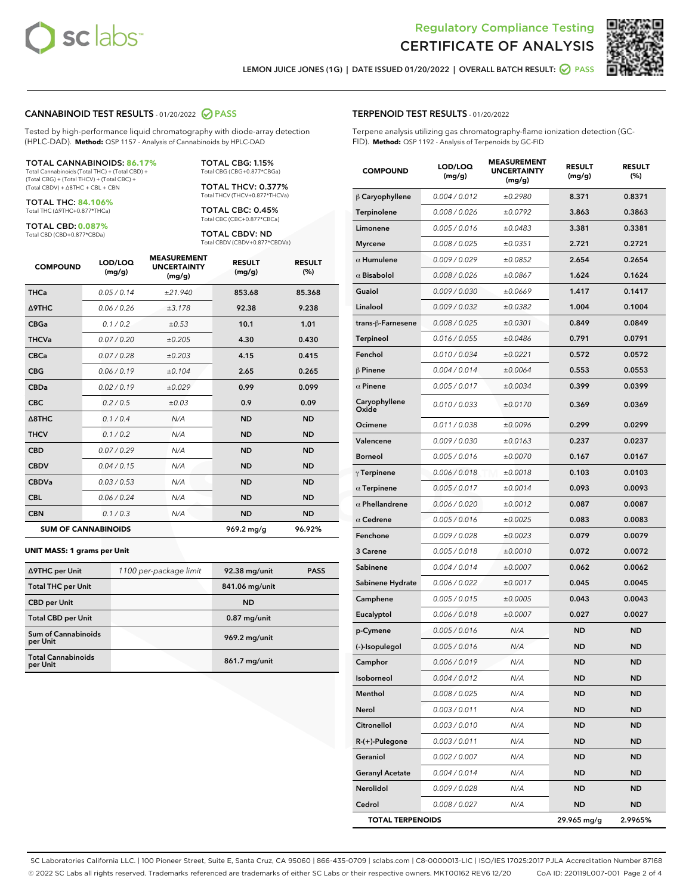Regulatory Compliance Testing

# CERTIFICATE OF ANALYSIS

LEMON JUICE JONES (1G) | DATE ISSUED 01/20/2022 | OVERALL BATCH RESULT: PASS

## CANNABINOID TEST RESULTS - 01/20/2022 PASS

Tested by high-performance liquid chromatography with diode-array detection (HPLC-DAD). **Method:** QSP 1157 - Analysis of Cannabinoids by HPLC-DAD

**TOTAL CANNABINOIDS: 86.17%**
Total Cannabinoids (Total THC) + (Total CBD) + (Total CBG) + (Total THCV) + (Total CBC) + (Total CBDV) + ∆8THC + CBL + CBN

**TOTAL THC: 84.106%**
Total THC (∆9THC+0.877*THCa)

**TOTAL CBD: 0.087%**
Total CBD (CBD+0.877*CBDa)

**TOTAL CBG: 1.15%**
Total CBG (CBG+0.877*CBGa)

**TOTAL THCV: 0.377%**
Total THCV (THCV+0.877*THCVa)

**TOTAL CBC: 0.45%**
Total CBC (CBC+0.877*CBCa)

**TOTAL CBDV: ND**
Total CBDV (CBDV+0.877*CBDVa)

| COMPOUND | LOD/LOQ (mg/g) | MEASUREMENT UNCERTAINTY (mg/g) | RESULT (mg/g) | RESULT (%) |
|---|---|---|---|---|
| THCa | 0.05 / 0.14 | ±21.940 | 853.68 | 85.368 |
| ∆9THC | 0.06 / 0.26 | ±3.178 | 92.38 | 9.238 |
| CBGa | 0.1 / 0.2 | ±0.53 | 10.1 | 1.01 |
| THCVa | 0.07 / 0.20 | ±0.205 | 4.30 | 0.430 |
| CBCa | 0.07 / 0.28 | ±0.203 | 4.15 | 0.415 |
| CBG | 0.06 / 0.19 | ±0.104 | 2.65 | 0.265 |
| CBDa | 0.02 / 0.19 | ±0.029 | 0.99 | 0.099 |
| CBC | 0.2 / 0.5 | ±0.03 | 0.9 | 0.09 |
| ∆8THC | 0.1 / 0.4 | N/A | ND | ND |
| THCV | 0.1 / 0.2 | N/A | ND | ND |
| CBD | 0.07 / 0.29 | N/A | ND | ND |
| CBDV | 0.04 / 0.15 | N/A | ND | ND |
| CBDVa | 0.03 / 0.53 | N/A | ND | ND |
| CBL | 0.06 / 0.24 | N/A | ND | ND |
| CBN | 0.1 / 0.3 | N/A | ND | ND |
| **SUM OF CANNABINOIDS** | | | **969.2 mg/g** | **96.92%** |

### UNIT MASS: 1 grams per Unit

| | | | |
|---|---|---|---|
| ∆9THC per Unit | 1100 per-package limit | 92.38 mg/unit | PASS |
| Total THC per Unit | | 841.06 mg/unit | |
| CBD per Unit | | ND | |
| Total CBD per Unit | | 0.87 mg/unit | |
| Sum of Cannabinoids per Unit | | 969.2 mg/unit | |
| Total Cannabinoids per Unit | | 861.7 mg/unit | |

## TERPENOID TEST RESULTS - 01/20/2022

Terpene analysis utilizing gas chromatography-flame ionization detection (GC-FID). **Method:** QSP 1192 - Analysis of Terpenoids by GC-FID

| COMPOUND | LOD/LOQ (mg/g) | MEASUREMENT UNCERTAINTY (mg/g) | RESULT (mg/g) | RESULT (%) |
|---|---|---|---|---|
| β Caryophyllene | 0.004 / 0.012 | ±0.2980 | 8.371 | 0.8371 |
| Terpinolene | 0.008 / 0.026 | ±0.0792 | 3.863 | 0.3863 |
| Limonene | 0.005 / 0.016 | ±0.0483 | 3.381 | 0.3381 |
| Myrcene | 0.008 / 0.025 | ±0.0351 | 2.721 | 0.2721 |
| α Humulene | 0.009 / 0.029 | ±0.0852 | 2.654 | 0.2654 |
| α Bisabolol | 0.008 / 0.026 | ±0.0867 | 1.624 | 0.1624 |
| Guaiol | 0.009 / 0.030 | ±0.0669 | 1.417 | 0.1417 |
| Linalool | 0.009 / 0.032 | ±0.0382 | 1.004 | 0.1004 |
| trans-β-Farnesene | 0.008 / 0.025 | ±0.0301 | 0.849 | 0.0849 |
| Terpineol | 0.016 / 0.055 | ±0.0486 | 0.791 | 0.0791 |
| Fenchol | 0.010 / 0.034 | ±0.0221 | 0.572 | 0.0572 |
| β Pinene | 0.004 / 0.014 | ±0.0064 | 0.553 | 0.0553 |
| α Pinene | 0.005 / 0.017 | ±0.0034 | 0.399 | 0.0399 |
| Caryophyllene Oxide | 0.010 / 0.033 | ±0.0170 | 0.369 | 0.0369 |
| Ocimene | 0.011 / 0.038 | ±0.0096 | 0.299 | 0.0299 |
| Valencene | 0.009 / 0.030 | ±0.0163 | 0.237 | 0.0237 |
| Borneol | 0.005 / 0.016 | ±0.0070 | 0.167 | 0.0167 |
| γ Terpinene | 0.006 / 0.018 | ±0.0018 | 0.103 | 0.0103 |
| α Terpinene | 0.005 / 0.017 | ±0.0014 | 0.093 | 0.0093 |
| α Phellandrene | 0.006 / 0.020 | ±0.0012 | 0.087 | 0.0087 |
| α Cedrene | 0.005 / 0.016 | ±0.0025 | 0.083 | 0.0083 |
| Fenchone | 0.009 / 0.028 | ±0.0023 | 0.079 | 0.0079 |
| 3 Carene | 0.005 / 0.018 | ±0.0010 | 0.072 | 0.0072 |
| Sabinene | 0.004 / 0.014 | ±0.0007 | 0.062 | 0.0062 |
| Sabinene Hydrate | 0.006 / 0.022 | ±0.0017 | 0.045 | 0.0045 |
| Camphene | 0.005 / 0.015 | ±0.0005 | 0.043 | 0.0043 |
| Eucalyptol | 0.006 / 0.018 | ±0.0007 | 0.027 | 0.0027 |
| p-Cymene | 0.005 / 0.016 | N/A | ND | ND |
| (-)-Isopulegol | 0.005 / 0.016 | N/A | ND | ND |
| Camphor | 0.006 / 0.019 | N/A | ND | ND |
| Isoborneol | 0.004 / 0.012 | N/A | ND | ND |
| Menthol | 0.008 / 0.025 | N/A | ND | ND |
| Nerol | 0.003 / 0.011 | N/A | ND | ND |
| Citronellol | 0.003 / 0.010 | N/A | ND | ND |
| R-(+)-Pulegone | 0.003 / 0.011 | N/A | ND | ND |
| Geraniol | 0.002 / 0.007 | N/A | ND | ND |
| Geranyl Acetate | 0.004 / 0.014 | N/A | ND | ND |
| Nerolidol | 0.009 / 0.028 | N/A | ND | ND |
| Cedrol | 0.008 / 0.027 | N/A | ND | ND |
| **TOTAL TERPENOIDS** | | | **29.965 mg/g** | **2.9965%** |

SC Laboratories California LLC. | 100 Pioneer Street, Suite E, Santa Cruz, CA 95060 | 866-435-0709 | sclabs.com | C8-0000013-LIC | ISO/IES 17025:2017 PJLA Accreditation Number 87168
© 2022 SC Labs all rights reserved. Trademarks referenced are trademarks of either SC Labs or their respective owners. MKT00162 REV6 12/20 CoA ID: 220119L007-001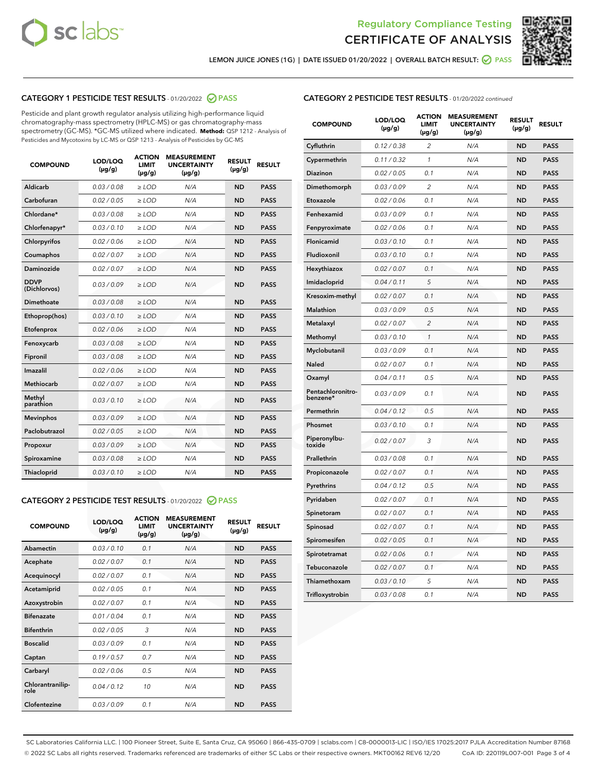**LEMON JUICE JONES (1G) | DATE ISSUED 01/20/2022 | OVERALL BATCH RESULT: PASS**

## CATEGORY 1 PESTICIDE TEST RESULTS - 01/20/2022 PASS

Pesticide and plant growth regulator analysis utilizing high-performance liquid chromatography-mass spectrometry (HPLC-MS) or gas chromatography-mass spectrometry (GC-MS). *GC-MS utilized where indicated. **Method:** QSP 1212 - Analysis of Pesticides and Mycotoxins by LC-MS or QSP 1213 - Analysis of Pesticides by GC-MS

| COMPOUND | LOD/LOQ (µg/g) | ACTION LIMIT (µg/g) | MEASUREMENT UNCERTAINTY (µg/g) | RESULT (µg/g) | RESULT |
|---|---|---|---|---|---|
| Aldicarb | 0.03 / 0.08 | ≥ LOD | N/A | ND | PASS |
| Carbofuran | 0.02 / 0.05 | ≥ LOD | N/A | ND | PASS |
| Chlordane* | 0.03 / 0.08 | ≥ LOD | N/A | ND | PASS |
| Chlorfenapyr* | 0.03 / 0.10 | ≥ LOD | N/A | ND | PASS |
| Chlorpyrifos | 0.02 / 0.06 | ≥ LOD | N/A | ND | PASS |
| Coumaphos | 0.02 / 0.07 | ≥ LOD | N/A | ND | PASS |
| Daminozide | 0.02 / 0.07 | ≥ LOD | N/A | ND | PASS |
| DDVP (Dichlorvos) | 0.03 / 0.09 | ≥ LOD | N/A | ND | PASS |
| Dimethoate | 0.03 / 0.08 | ≥ LOD | N/A | ND | PASS |
| Ethoprop(hos) | 0.03 / 0.10 | ≥ LOD | N/A | ND | PASS |
| Etofenprox | 0.02 / 0.06 | ≥ LOD | N/A | ND | PASS |
| Fenoxycarb | 0.03 / 0.08 | ≥ LOD | N/A | ND | PASS |
| Fipronil | 0.03 / 0.08 | ≥ LOD | N/A | ND | PASS |
| Imazalil | 0.02 / 0.06 | ≥ LOD | N/A | ND | PASS |
| Methiocarb | 0.02 / 0.07 | ≥ LOD | N/A | ND | PASS |
| Methyl parathion | 0.03 / 0.10 | ≥ LOD | N/A | ND | PASS |
| Mevinphos | 0.03 / 0.09 | ≥ LOD | N/A | ND | PASS |
| Paclobutrazol | 0.02 / 0.05 | ≥ LOD | N/A | ND | PASS |
| Propoxur | 0.03 / 0.09 | ≥ LOD | N/A | ND | PASS |
| Spiroxamine | 0.03 / 0.08 | ≥ LOD | N/A | ND | PASS |
| Thiacloprid | 0.03 / 0.10 | ≥ LOD | N/A | ND | PASS |

## CATEGORY 2 PESTICIDE TEST RESULTS - 01/20/2022 PASS

| COMPOUND | LOD/LOQ (µg/g) | ACTION LIMIT (µg/g) | MEASUREMENT UNCERTAINTY (µg/g) | RESULT (µg/g) | RESULT |
|---|---|---|---|---|---|
| Abamectin | 0.03 / 0.10 | 0.1 | N/A | ND | PASS |
| Acephate | 0.02 / 0.07 | 0.1 | N/A | ND | PASS |
| Acequinocyl | 0.02 / 0.07 | 0.1 | N/A | ND | PASS |
| Acetamiprid | 0.02 / 0.05 | 0.1 | N/A | ND | PASS |
| Azoxystrobin | 0.02 / 0.07 | 0.1 | N/A | ND | PASS |
| Bifenazate | 0.01 / 0.04 | 0.1 | N/A | ND | PASS |
| Bifenthrin | 0.02 / 0.05 | 3 | N/A | ND | PASS |
| Boscalid | 0.03 / 0.09 | 0.1 | N/A | ND | PASS |
| Captan | 0.19 / 0.57 | 0.7 | N/A | ND | PASS |
| Carbaryl | 0.02 / 0.06 | 0.5 | N/A | ND | PASS |
| Chlorantraniliprole | 0.04 / 0.12 | 10 | N/A | ND | PASS |
| Clofentezine | 0.03 / 0.09 | 0.1 | N/A | ND | PASS |
| Cyfluthrin | 0.12 / 0.38 | 2 | N/A | ND | PASS |
| Cypermethrin | 0.11 / 0.32 | 1 | N/A | ND | PASS |
| Diazinon | 0.02 / 0.05 | 0.1 | N/A | ND | PASS |
| Dimethomorph | 0.03 / 0.09 | 2 | N/A | ND | PASS |
| Etoxazole | 0.02 / 0.06 | 0.1 | N/A | ND | PASS |
| Fenhexamid | 0.03 / 0.09 | 0.1 | N/A | ND | PASS |
| Fenpyroximate | 0.02 / 0.06 | 0.1 | N/A | ND | PASS |
| Flonicamid | 0.03 / 0.10 | 0.1 | N/A | ND | PASS |
| Fludioxonil | 0.03 / 0.10 | 0.1 | N/A | ND | PASS |
| Hexythiazox | 0.02 / 0.07 | 0.1 | N/A | ND | PASS |
| Imidacloprid | 0.04 / 0.11 | 5 | N/A | ND | PASS |
| Kresoxim-methyl | 0.02 / 0.07 | 0.1 | N/A | ND | PASS |
| Malathion | 0.03 / 0.09 | 0.5 | N/A | ND | PASS |
| Metalaxyl | 0.02 / 0.07 | 2 | N/A | ND | PASS |
| Methomyl | 0.03 / 0.10 | 1 | N/A | ND | PASS |
| Myclobutanil | 0.03 / 0.09 | 0.1 | N/A | ND | PASS |
| Naled | 0.02 / 0.07 | 0.1 | N/A | ND | PASS |
| Oxamyl | 0.04 / 0.11 | 0.5 | N/A | ND | PASS |
| Pentachloronitrobenzene* | 0.03 / 0.09 | 0.1 | N/A | ND | PASS |
| Permethrin | 0.04 / 0.12 | 0.5 | N/A | ND | PASS |
| Phosmet | 0.03 / 0.10 | 0.1 | N/A | ND | PASS |
| Piperonylbutoxide | 0.02 / 0.07 | 3 | N/A | ND | PASS |
| Prallethrin | 0.03 / 0.08 | 0.1 | N/A | ND | PASS |
| Propiconazole | 0.02 / 0.07 | 0.1 | N/A | ND | PASS |
| Pyrethrins | 0.04 / 0.12 | 0.5 | N/A | ND | PASS |
| Pyridaben | 0.02 / 0.07 | 0.1 | N/A | ND | PASS |
| Spinetoram | 0.02 / 0.07 | 0.1 | N/A | ND | PASS |
| Spinosad | 0.02 / 0.07 | 0.1 | N/A | ND | PASS |
| Spiromesifen | 0.02 / 0.05 | 0.1 | N/A | ND | PASS |
| Spirotetramat | 0.02 / 0.06 | 0.1 | N/A | ND | PASS |
| Tebuconazole | 0.02 / 0.07 | 0.1 | N/A | ND | PASS |
| Thiamethoxam | 0.03 / 0.10 | 5 | N/A | ND | PASS |
| Trifloxystrobin | 0.03 / 0.08 | 0.1 | N/A | ND | PASS |

SC Laboratories California LLC. | 100 Pioneer Street, Suite E, Santa Cruz, CA 95060 | 866-435-0709 | sclabs.com | C8-0000013-LIC | ISO/IES 17025:2017 PJLA Accreditation Number 87168
© 2022 SC Labs all rights reserved. Trademarks referenced are trademarks of either SC Labs or their respective owners. MKT00162 REV6 12/20 CoA ID: 220119L007-001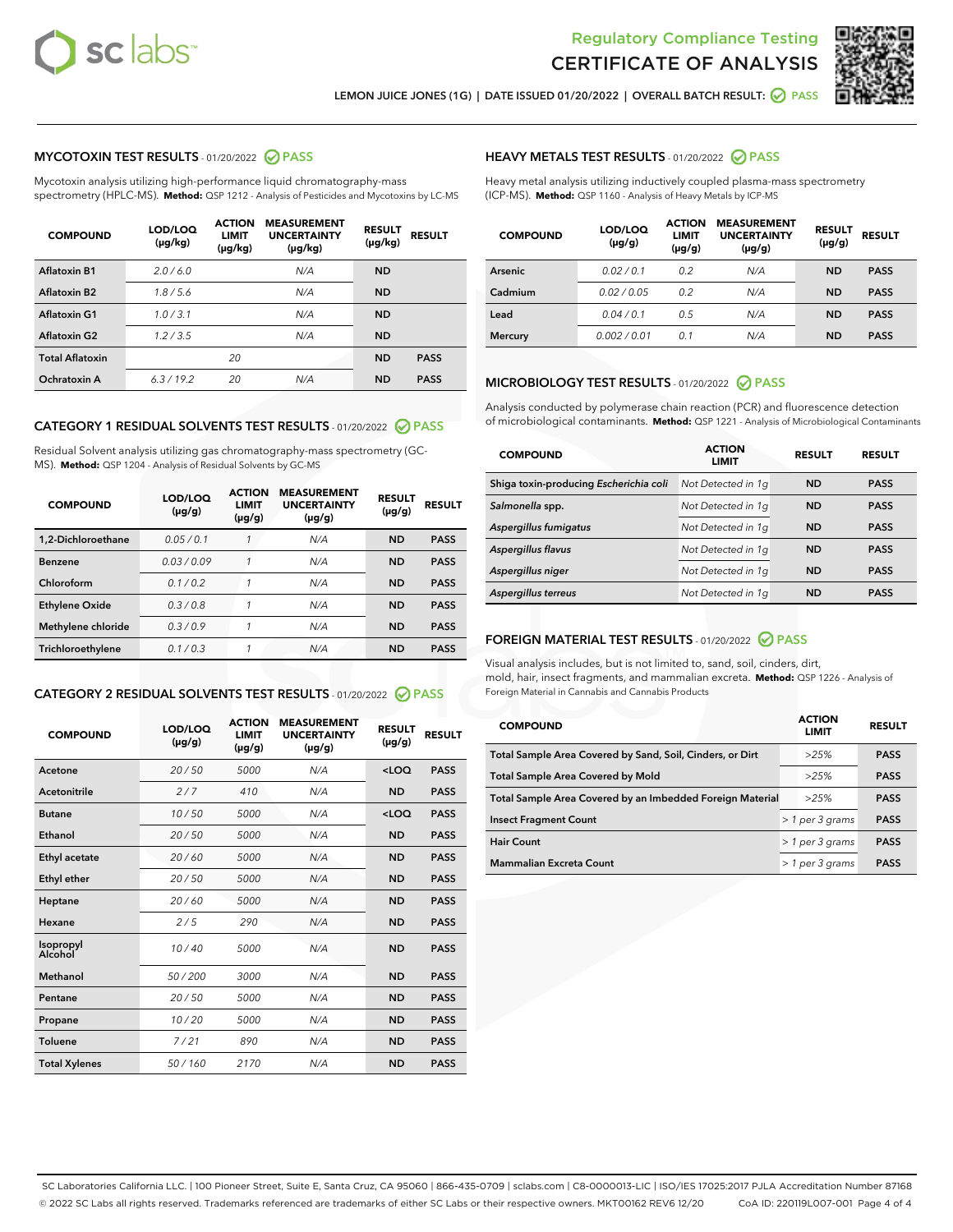Regulatory Compliance Testing

# CERTIFICATE OF ANALYSIS

LEMON JUICE JONES (1G) | DATE ISSUED 01/20/2022 | OVERALL BATCH RESULT: PASS

## MYCOTOXIN TEST RESULTS - 01/20/2022 PASS

Mycotoxin analysis utilizing high-performance liquid chromatography-mass spectrometry (HPLC-MS). **Method:** QSP 1212 - Analysis of Pesticides and Mycotoxins by LC-MS

| COMPOUND | LOD/LOQ (µg/kg) | ACTION LIMIT (µg/kg) | MEASUREMENT UNCERTAINTY (µg/kg) | RESULT (µg/kg) | RESULT |
|---|---|---|---|---|---|
| Aflatoxin B1 | 2.0 / 6.0 | | N/A | ND | |
| Aflatoxin B2 | 1.8 / 5.6 | | N/A | ND | |
| Aflatoxin G1 | 1.0 / 3.1 | | N/A | ND | |
| Aflatoxin G2 | 1.2 / 3.5 | | N/A | ND | |
| Total Aflatoxin | | 20 | | ND | PASS |
| Ochratoxin A | 6.3 / 19.2 | 20 | N/A | ND | PASS |

## CATEGORY 1 RESIDUAL SOLVENTS TEST RESULTS - 01/20/2022 PASS

Residual Solvent analysis utilizing gas chromatography-mass spectrometry (GC-MS). **Method:** QSP 1204 - Analysis of Residual Solvents by GC-MS

| COMPOUND | LOD/LOQ (µg/g) | ACTION LIMIT (µg/g) | MEASUREMENT UNCERTAINTY (µg/g) | RESULT (µg/g) | RESULT |
|---|---|---|---|---|---|
| 1,2-Dichloroethane | 0.05 / 0.1 | 1 | N/A | ND | PASS |
| Benzene | 0.03 / 0.09 | 1 | N/A | ND | PASS |
| Chloroform | 0.1 / 0.2 | 1 | N/A | ND | PASS |
| Ethylene Oxide | 0.3 / 0.8 | 1 | N/A | ND | PASS |
| Methylene chloride | 0.3 / 0.9 | 1 | N/A | ND | PASS |
| Trichloroethylene | 0.1 / 0.3 | 1 | N/A | ND | PASS |

## CATEGORY 2 RESIDUAL SOLVENTS TEST RESULTS - 01/20/2022 PASS

| COMPOUND | LOD/LOQ (µg/g) | ACTION LIMIT (µg/g) | MEASUREMENT UNCERTAINTY (µg/g) | RESULT (µg/g) | RESULT |
|---|---|---|---|---|---|
| Acetone | 20 / 50 | 5000 | N/A | <LOQ | PASS |
| Acetonitrile | 2 / 7 | 410 | N/A | ND | PASS |
| Butane | 10 / 50 | 5000 | N/A | <LOQ | PASS |
| Ethanol | 20 / 50 | 5000 | N/A | ND | PASS |
| Ethyl acetate | 20 / 60 | 5000 | N/A | ND | PASS |
| Ethyl ether | 20 / 50 | 5000 | N/A | ND | PASS |
| Heptane | 20 / 60 | 5000 | N/A | ND | PASS |
| Hexane | 2 / 5 | 290 | N/A | ND | PASS |
| Isopropyl Alcohol | 10 / 40 | 5000 | N/A | ND | PASS |
| Methanol | 50 / 200 | 3000 | N/A | ND | PASS |
| Pentane | 20 / 50 | 5000 | N/A | ND | PASS |
| Propane | 10 / 20 | 5000 | N/A | ND | PASS |
| Toluene | 7 / 21 | 890 | N/A | ND | PASS |
| Total Xylenes | 50 / 160 | 2170 | N/A | ND | PASS |

## HEAVY METALS TEST RESULTS - 01/20/2022 PASS

Heavy metal analysis utilizing inductively coupled plasma-mass spectrometry (ICP-MS). **Method:** QSP 1160 - Analysis of Heavy Metals by ICP-MS

| COMPOUND | LOD/LOQ (µg/g) | ACTION LIMIT (µg/g) | MEASUREMENT UNCERTAINTY (µg/g) | RESULT (µg/g) | RESULT |
|---|---|---|---|---|---|
| Arsenic | 0.02 / 0.1 | 0.2 | N/A | ND | PASS |
| Cadmium | 0.02 / 0.05 | 0.2 | N/A | ND | PASS |
| Lead | 0.04 / 0.1 | 0.5 | N/A | ND | PASS |
| Mercury | 0.002 / 0.01 | 0.1 | N/A | ND | PASS |

## MICROBIOLOGY TEST RESULTS - 01/20/2022 PASS

Analysis conducted by polymerase chain reaction (PCR) and fluorescence detection of microbiological contaminants. **Method:** QSP 1221 - Analysis of Microbiological Contaminants

| COMPOUND | ACTION LIMIT | RESULT | RESULT |
|---|---|---|---|
| Shiga toxin-producing *Escherichia coli* | Not Detected in 1g | ND | PASS |
| *Salmonella* spp. | Not Detected in 1g | ND | PASS |
| *Aspergillus fumigatus* | Not Detected in 1g | ND | PASS |
| *Aspergillus flavus* | Not Detected in 1g | ND | PASS |
| *Aspergillus niger* | Not Detected in 1g | ND | PASS |
| *Aspergillus terreus* | Not Detected in 1g | ND | PASS |

## FOREIGN MATERIAL TEST RESULTS - 01/20/2022 PASS

Visual analysis includes, but is not limited to, sand, soil, cinders, dirt, mold, hair, insect fragments, and mammalian excreta. **Method:** QSP 1226 - Analysis of Foreign Material in Cannabis and Cannabis Products

| COMPOUND | ACTION LIMIT | RESULT |
|---|---|---|
| Total Sample Area Covered by Sand, Soil, Cinders, or Dirt | >25% | PASS |
| Total Sample Area Covered by Mold | >25% | PASS |
| Total Sample Area Covered by an Imbedded Foreign Material | >25% | PASS |
| Insect Fragment Count | > 1 per 3 grams | PASS |
| Hair Count | > 1 per 3 grams | PASS |
| Mammalian Excreta Count | > 1 per 3 grams | PASS |

SC Laboratories California LLC. | 100 Pioneer Street, Suite E, Santa Cruz, CA 95060 | 866-435-0709 | sclabs.com | C8-0000013-LIC | ISO/IES 17025:2017 PJLA Accreditation Number 87168
© 2022 SC Labs all rights reserved. Trademarks referenced are trademarks of either SC Labs or their respective owners. MKT00162 REV6 12/20 CoA ID: 220119L007-001